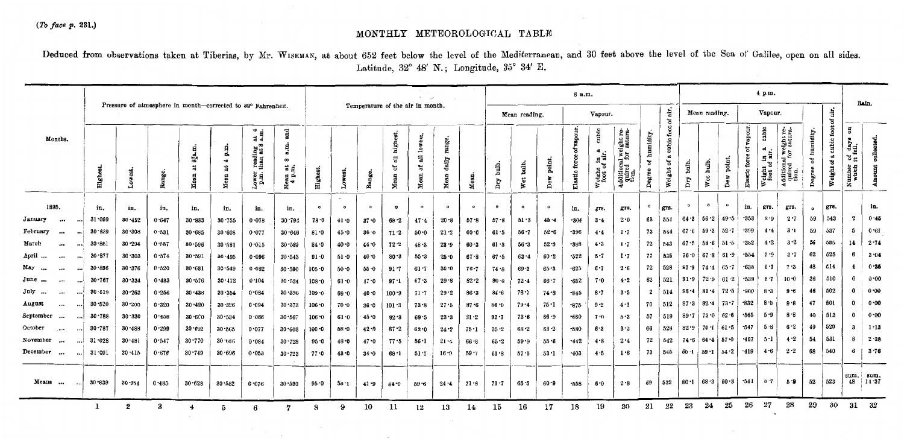(To face p. 231.)

# MONTHLY METEOROLOGICAL TABLE

Deduced from observations taken at Tiberias, by Mr. WISEMAN, at about 652 feet below the level of the Mediterranean, and 30 feet above the level of the Sea of Galilee, open on all sides. Latitude, 32° 48′ N.; Longitude, 35° 34′ E.

| Months. | Pressure of atmosphere in month—corrected to 32° Fahrenheit. | | | | | | | Temperature of the air in month. | | | | | | | 8 a.m. | | | | | | | | 4 p.m. | | | | | | | | Rain. | |
|---|---|---|---|---|---|---|---|---|---|---|---|---|---|---|---|---|---|---|---|---|---|---|---|---|---|---|---|---|---|---|---|---|
| | | | | | | | | | | | | | | | Mean reading. | | | Vapour. | | | | | Mean reading. | | | Vapour. | | | | | | |
| | Highest. | Lowest. | Range. | Mean at 8½ a.m. | Mean at 4 p.m. | Lower reading at 4 p.m. than at 8 a.m. | Mean at 8 a.m. and 4 p.m. | Highest. | Lowest. | Range. | Mean of all highest. | Mean of all lowest. | Mean daily range. | Mean. | Dry bulb. | Wet bulb. | Dew point. | Elastic force of vapour. | Weight in a cubic foot of air. | Additional weight required for saturation. | Degree of humidity. | Weight of a cubic foot of air. | Dry bulb. | Wet bulb. | Dew point. | Elastic force of vapour. | Weight in a cubic foot of air. | Additional weight required for saturation. | Degree of humidity. | Weight of a cubic foot of air. | Number of days on which it fell. | Amount collected. |
| 1895. | in. | in. | in. | in. | in. | in. | in. | ° | ° | ° | ° | ° | ° | ° | ° | ° | ° | in. | grs. | grs. | ° | grs. | ° | ° | ° | in. | grs. | grs. | ° | grs. | | in. |
| January ... ... | 31·099 | 30·452 | 0·647 | 30·833 | 30·755 | 0·078 | 30·794 | 78·0 | 41·0 | 37·0 | 68·2 | 47·4 | 20·8 | 57·8 | 57·8 | 51·3 | 45·4 | ·304 | 3·4 | 2·0 | 63 | 551 | 64·3 | 56·2 | 49·5 | ·353 | 3·9 | 2·7 | 59 | 543 | 2 | 0·45 |
| February ... ... | 30·839 | 30·308 | 0·531 | 30·685 | 30·608 | 0·077 | 30·646 | 81·0 | 45·0 | 36·0 | 71·2 | 50·0 | 21·2 | 60·6 | 61·5 | 56·7 | 52·6 | ·396 | 4·4 | 1·7 | 73 | 544 | 67·6 | 59·3 | 52·7 | ·399 | 4·4 | 3·1 | 59 | 537 | 5 | 0·61 |
| March ... ... | 30·851 | 30·294 | 0·557 | 30·596 | 30·581 | 0·015 | 30·589 | 84·0 | 40·0 | 44·0 | 72·2 | 48·3 | 23·9 | 60·3 | 61·3 | 56·3 | 52·3 | ·388 | 4·3 | 1·7 | 72 | 543 | 67·5 | 58·6 | 51·5 | ·382 | 4·2 | 3·2 | 56 | 535 | 14 | 2·74 |
| April ... ... | 30·877 | 30·303 | 0·574 | 30·591 | 30·495 | 0·096 | 30·543 | 91·0 | 51·0 | 40·0 | 80·3 | 55·3 | 25·0 | 67·8 | 67·5 | 63·4 | 60·2 | ·522 | 5·7 | 1·7 | 77 | 535 | 76·0 | 67·8 | 61·9 | ·554 | 5·9 | 3·7 | 62 | 525 | 6 | 3·04 |
| May ... ... | 30·896 | 30·376 | 0·520 | 30·631 | 30·549 | 0·082 | 30·590 | 105·0 | 50·0 | 55·0 | 91·7 | 61·7 | 30·0 | 76·7 | 74·6 | 69·3 | 65·3 | ·625 | 6·7 | 2·6 | 72 | 528 | 87·9 | 74·4 | 65·7 | ·635 | 6·7 | 7·3 | 48 | 514 | 4 | 0·25 |
| June ... ... | 30·767 | 30·334 | 0·433 | 30·576 | 30·472 | 0·104 | 30·524 | 108·0 | 61·0 | 47·0 | 97·1 | 67·3 | 29·8 | 82·2 | 80·8 | 72·4 | 66·7 | ·652 | 7·0 | 4·2 | 62 | 521 | 91·9 | 72·9 | 61·2 | ·539 | 5·7 | 10·0 | 36 | 510 | 0 | 0·00 |
| July ... ... | 30·519 | 30·263 | 0·256 | 30·438 | 30·354 | 0·084 | 30·396 | 109·0 | 69·0 | 40·0 | 100·9 | 71·7 | 29·2 | 86·3 | 84·6 | 78·7 | 74·8 | ·845 | 8·7 | 3·5 | 2 | 514 | 96·4 | 81·4 | 72·5 | ·800 | 8·3 | 9·6 | 46 | 502 | 0 | 0·00 |
| August ... ... | 30·520 | 30·200 | 0·320 | 30·420 | 30·326 | 0·094 | 30·373 | 106·0 | 70·0 | 36·0 | 101·3 | 73·8 | 27·5 | 87·6 | 86·0 | 79·4 | 75·1 | ·875 | 9·2 | 4·1 | 70 | 512 | 97·3 | 82·4 | 73·7 | ·832 | 8·5 | 9·8 | 47 | 501 | 0 | 0·00 |
| September ... | 30·788 | 30·330 | 0·458 | 30·600 | 30·534 | 0·066 | 30·567 | 106·0 | 61·0 | 45·0 | 92·8 | 69·5 | 23·3 | 81·2 | 93·7 | 73·6 | 66·9 | ·660 | 7·0 | 5·3 | 57 | 519 | 89·7 | 73·0 | 62·6 | ·565 | 5·9 | 8·8 | 40 | 513 | 0 | 0·00 |
| October ... | 30·787 | 30·488 | 0·299 | 30·642 | 30·565 | 0·077 | 30·603 | 100·0 | 58·0 | 42·0 | 87·2 | 63·0 | 24·2 | 75·1 | 75·2 | 68·2 | 63·2 | ·580 | 6·3 | 3·2 | 66 | 528 | 82·9 | 70·1 | 61·5 | ·547 | 5·8 | 6·2 | 49 | 520 | 3 | 1·13 |
| November ... | 31·028 | 30·481 | 0·547 | 30·770 | 30·686 | 0·084 | 30·728 | 95·0 | 48·0 | 47·0 | 77·5 | 56·1 | 21·4 | 66·8 | 65·2 | 59·9 | 55·6 | ·442 | 4·8 | 2·4 | 72 | 542 | 74·6 | 64·4 | 57·0 | ·467 | 5·1 | 4·2 | 54 | 531 | 8 | 2·39 |
| December ... | 31·091 | 30·415 | 0·676 | 30·749 | 30·696 | 0·053 | 30·723 | 77·0 | 43·0 | 34·0 | 68·1 | 51·2 | 16·9 | 59·7 | 61·8 | 57·1 | 53·1 | ·403 | 4·5 | 1·6 | 73 | 545 | 66·1 | 59·1 | 54·2 | ·419 | 4·6 | 2·2 | 68 | 540 | 6 | 3·76 |
| Means ... | 30·839 | 30·354 | 0·485 | 30·628 | 30·552 | 0·076 | 30·590 | 95·0 | 53·1 | 41·9 | 84·0 | 59·6 | 24·4 | 71·8 | 71·7 | 65·5 | 60·9 | ·558 | 6·0 | 2·8 | 69 | 532 | 80·1 | 68·3 | 60·3 | ·541 | 5·7 | 5·9 | 52 | 523 | sum. 48 | sum. 14·37 |
| | 1 | 2 | 3 | 4 | 5 | 6 | 7 | 8 | 9 | 10 | 11 | 12 | 13 | 14 | 15 | 16 | 17 | 18 | 19 | 20 | 21 | 22 | 23 | 24 | 25 | 26 | 27 | 28 | 29 | 30 | 31 | 32 |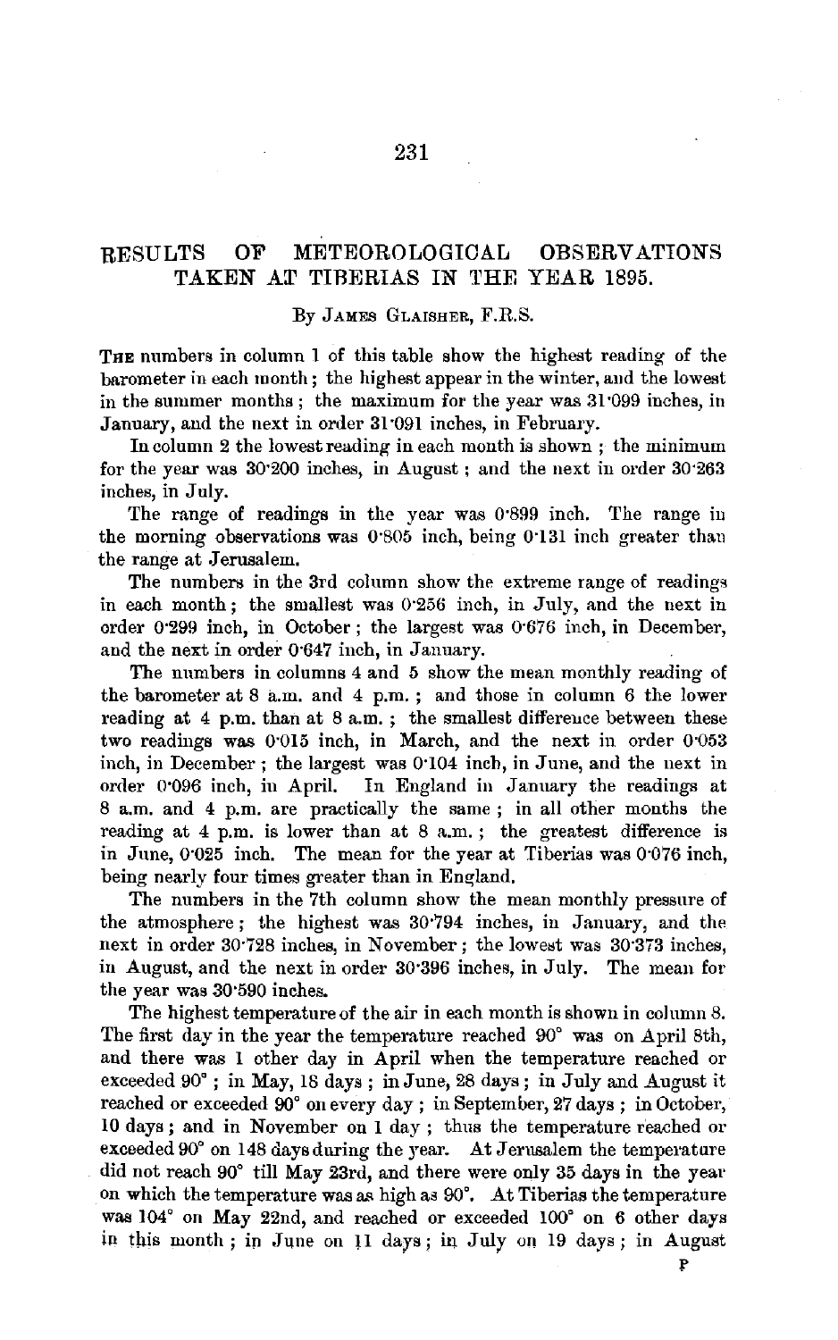# RESULTS OF METEOROLOGICAL OBSERVATIONS TAKEN AT TIBERIAS IN THE YEAR 1895.

By JAMES GLAISHER, F.R.S.

THE numbers in column 1 of this table show the highest reading of the barometer in each month; the highest appear in the winter, and the lowest in the summer months; the maximum for the year was 31·099 inches, in January, and the next in order 31·091 inches, in February.

In column 2 the lowest reading in each month is shown; the minimum for the year was 30·200 inches, in August; and the next in order 30·263 inches, in July.

The range of readings in the year was 0·899 inch. The range in the morning observations was 0·805 inch, being 0·131 inch greater than the range at Jerusalem.

The numbers in the 3rd column show the extreme range of readings in each month; the smallest was 0·256 inch, in July, and the next in order 0·299 inch, in October; the largest was 0·676 inch, in December, and the next in order 0·647 inch, in January.

The numbers in columns 4 and 5 show the mean monthly reading of the barometer at 8 a.m. and 4 p.m.; and those in column 6 the lower reading at 4 p.m. than at 8 a.m.; the smallest difference between these two readings was 0·015 inch, in March, and the next in order 0·053 inch, in December; the largest was 0·104 inch, in June, and the next in order 0·096 inch, in April. In England in January the readings at 8 a.m. and 4 p.m. are practically the same; in all other months the reading at 4 p.m. is lower than at 8 a.m.; the greatest difference is in June, 0·025 inch. The mean for the year at Tiberias was 0·076 inch, being nearly four times greater than in England.

The numbers in the 7th column show the mean monthly pressure of the atmosphere; the highest was 30·794 inches, in January, and the next in order 30·728 inches, in November; the lowest was 30·373 inches, in August, and the next in order 30·396 inches, in July. The mean for the year was 30·590 inches.

The highest temperature of the air in each month is shown in column 8. The first day in the year the temperature reached 90° was on April 8th, and there was 1 other day in April when the temperature reached or exceeded 90°; in May, 18 days; in June, 28 days; in July and August it reached or exceeded 90° on every day; in September, 27 days; in October, 10 days; and in November on 1 day; thus the temperature reached or exceeded 90° on 148 days during the year. At Jerusalem the temperature did not reach 90° till May 23rd, and there were only 35 days in the year on which the temperature was as high as 90°. At Tiberias the temperature was 104° on May 22nd, and reached or exceeded 100° on 6 other days in this month; in June on 11 days; in July on 19 days; in August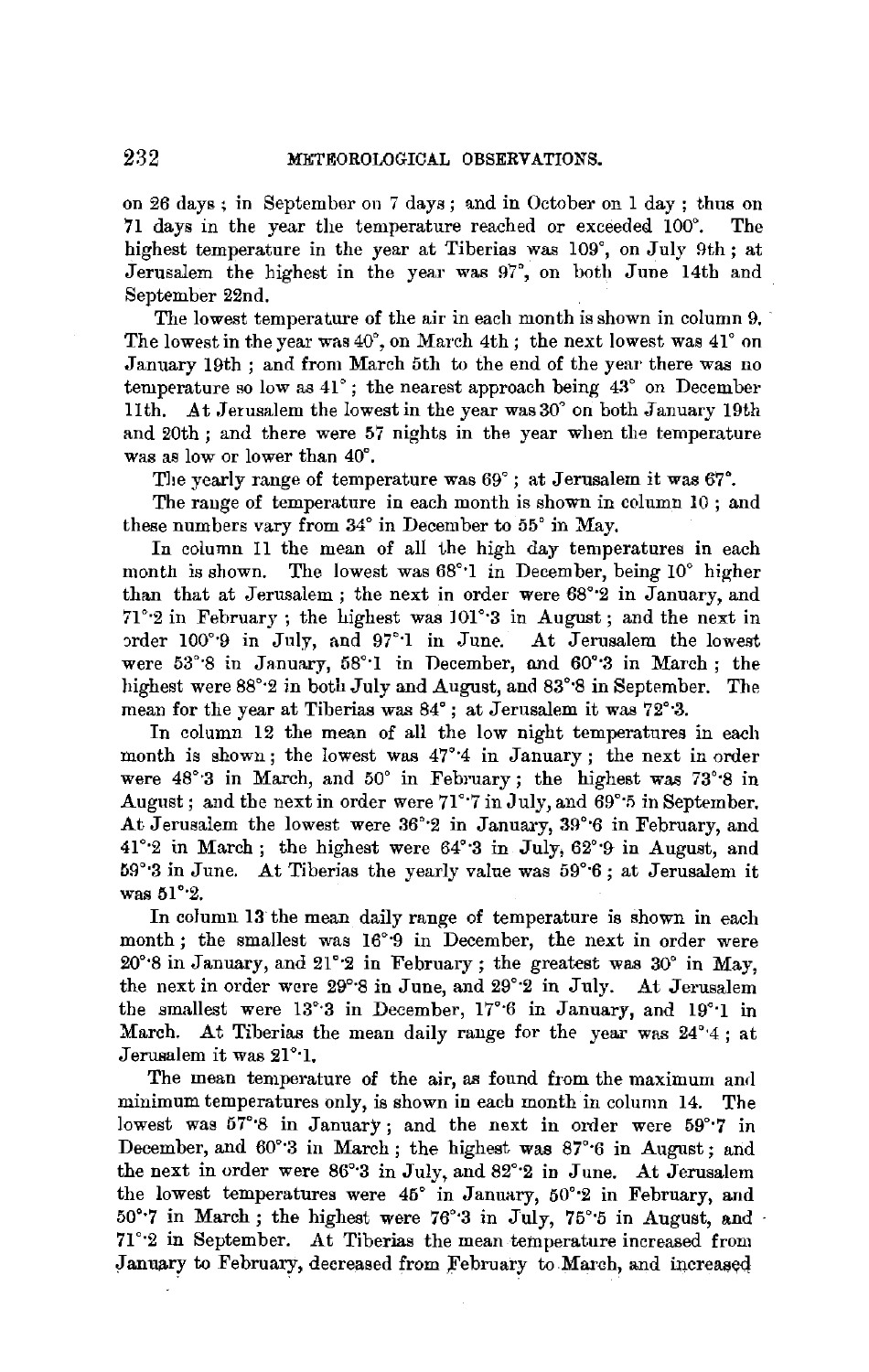on 26 days ; in September on 7 days ; and in October on 1 day ; thus on 71 days in the year the temperature reached or exceeded 100°. The highest temperature in the year at Tiberias was 109°, on July 9th ; at Jerusalem the highest in the year was 97°, on both June 14th and September 22nd.

The lowest temperature of the air in each month is shown in column 9. The lowest in the year was 40°, on March 4th ; the next lowest was 41° on January 19th ; and from March 5th to the end of the year there was no temperature so low as 41° ; the nearest approach being 43° on December 11th. At Jerusalem the lowest in the year was 30° on both January 19th and 20th ; and there were 57 nights in the year when the temperature was as low or lower than 40°.

The yearly range of temperature was 69° ; at Jerusalem it was 67°.

The range of temperature in each month is shown in column 10 ; and these numbers vary from 34° in December to 55° in May.

In column 11 the mean of all the high day temperatures in each month is shown. The lowest was 68°·1 in December, being 10° higher than that at Jerusalem ; the next in order were 68°·2 in January, and 71°·2 in February ; the highest was 101°·3 in August ; and the next in order 100°·9 in July, and 97°·1 in June. At Jerusalem the lowest were 53°·8 in January, 58°·1 in December, and 60°·3 in March ; the highest were 88°·2 in both July and August, and 83°·8 in September. The mean for the year at Tiberias was 84° ; at Jerusalem it was 72°·3.

In column 12 the mean of all the low night temperatures in each month is shown ; the lowest was 47°·4 in January ; the next in order were 48°·3 in March, and 50° in February ; the highest was 73°·8 in August ; and the next in order were 71°·7 in July, and 69°·5 in September. At Jerusalem the lowest were 36°·2 in January, 39°·6 in February, and 41°·2 in March ; the highest were 64°·3 in July, 62°·9 in August, and 59°·3 in June. At Tiberias the yearly value was 59°·6 ; at Jerusalem it was 51°·2.

In column 13 the mean daily range of temperature is shown in each month ; the smallest was 16°·9 in December, the next in order were 20°·8 in January, and 21°·2 in February ; the greatest was 30° in May, the next in order were 29°·8 in June, and 29°·2 in July. At Jerusalem the smallest were 13°·3 in December, 17°·6 in January, and 19°·1 in March. At Tiberias the mean daily range for the year was 24°·4 ; at Jerusalem it was 21°·1.

The mean temperature of the air, as found from the maximum and minimum temperatures only, is shown in each month in column 14. The lowest was 57°·8 in January ; and the next in order were 59°·7 in December, and 60°·3 in March ; the highest was 87°·6 in August ; and the next in order were 86°·3 in July, and 82°·2 in June. At Jerusalem the lowest temperatures were 45° in January, 50°·2 in February, and 50°·7 in March ; the highest were 76°·3 in July, 75°·5 in August, and 71°·2 in September. At Tiberias the mean temperature increased from January to February, decreased from February to March, and increased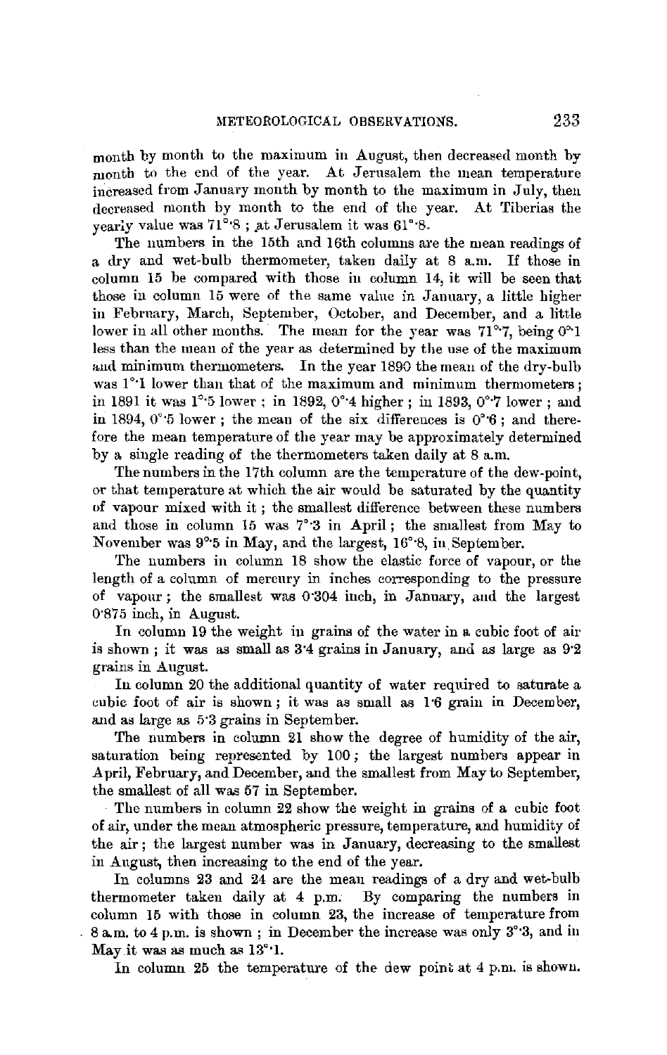month by month to the maximum in August, then decreased month by month to the end of the year. At Jerusalem the mean temperature increased from January month by month to the maximum in July, then decreased month by month to the end of the year. At Tiberias the yearly value was 71°·8; at Jerusalem it was 61°·8.

The numbers in the 15th and 16th columns are the mean readings of a dry and wet-bulb thermometer, taken daily at 8 a.m. If those in column 15 be compared with those in column 14, it will be seen that those in column 15 were of the same value in January, a little higher in February, March, September, October, and December, and a little lower in all other months. The mean for the year was 71°·7, being 0°·1 less than the mean of the year as determined by the use of the maximum and minimum thermometers. In the year 1890 the mean of the dry-bulb was 1°·1 lower than that of the maximum and minimum thermometers; in 1891 it was 1°·5 lower; in 1892, 0°·4 higher; in 1893, 0°·7 lower; and in 1894, 0°·5 lower; the mean of the six differences is 0°·6; and therefore the mean temperature of the year may be approximately determined by a single reading of the thermometers taken daily at 8 a.m.

The numbers in the 17th column are the temperature of the dew-point, or that temperature at which the air would be saturated by the quantity of vapour mixed with it; the smallest difference between these numbers and those in column 15 was 7°·3 in April; the smallest from May to November was 9°·5 in May, and the largest, 16°·8, in September.

The numbers in column 18 show the elastic force of vapour, or the length of a column of mercury in inches corresponding to the pressure of vapour; the smallest was 0·304 inch, in January, and the largest 0·875 inch, in August.

In column 19 the weight in grains of the water in a cubic foot of air is shown; it was as small as 3·4 grains in January, and as large as 9·2 grains in August.

In column 20 the additional quantity of water required to saturate a cubic foot of air is shown; it was as small as 1·6 grain in December, and as large as 5·3 grains in September.

The numbers in column 21 show the degree of humidity of the air, saturation being represented by 100; the largest numbers appear in April, February, and December, and the smallest from May to September, the smallest of all was 57 in September.

The numbers in column 22 show the weight in grains of a cubic foot of air, under the mean atmospheric pressure, temperature, and humidity of the air; the largest number was in January, decreasing to the smallest in August, then increasing to the end of the year.

In columns 23 and 24 are the mean readings of a dry and wet-bulb thermometer taken daily at 4 p.m. By comparing the numbers in column 15 with those in column 23, the increase of temperature from 8 a.m. to 4 p.m. is shown; in December the increase was only 3°·3, and in May it was as much as 13°·1.

In column 25 the temperature of the dew point at 4 p.m. is shown.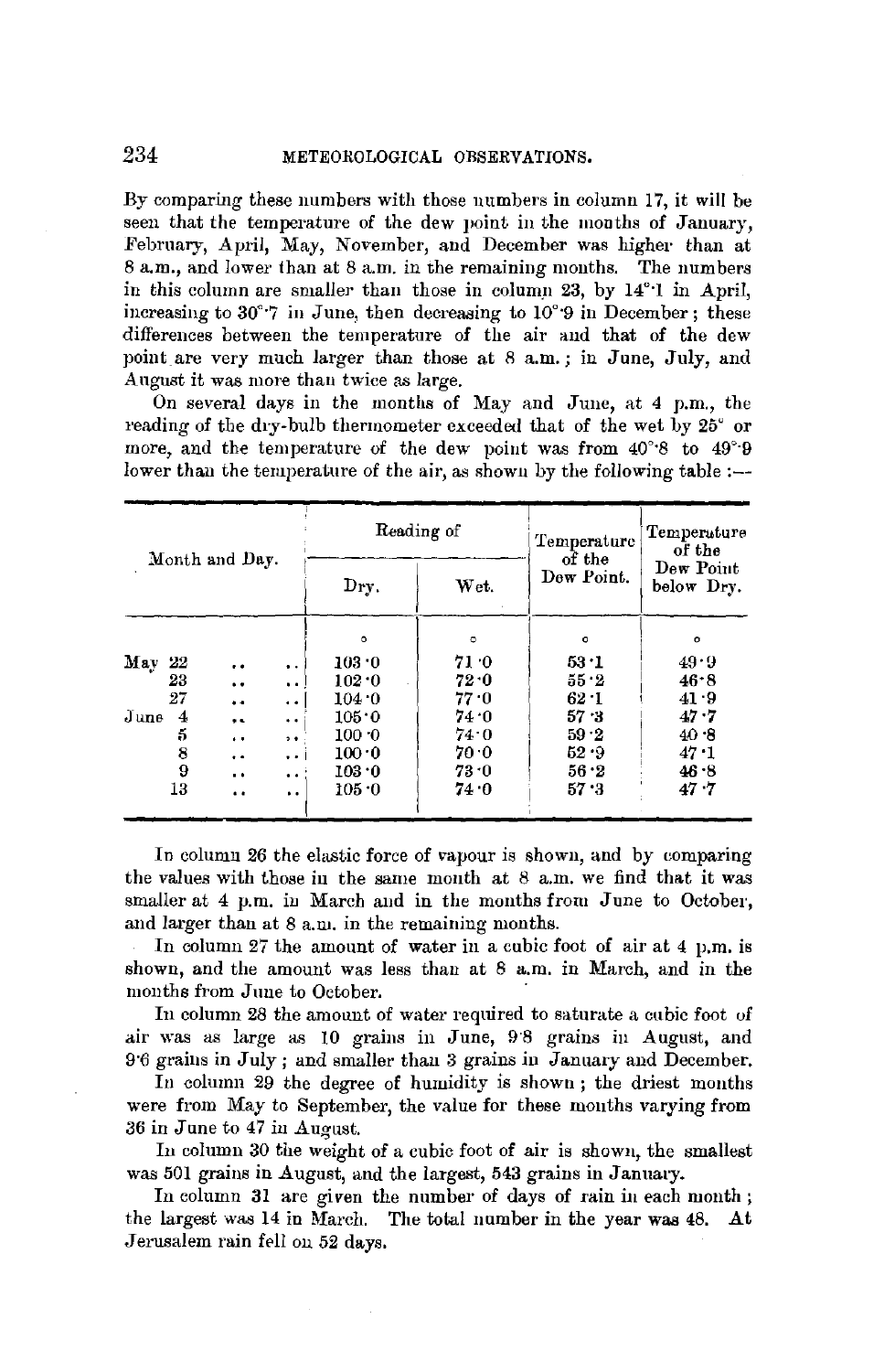By comparing these numbers with those numbers in column 17, it will be seen that the temperature of the dew point in the months of January, February, April, May, November, and December was higher than at 8 a.m., and lower than at 8 a.m. in the remaining months. The numbers in this column are smaller than those in column 23, by 14°·1 in April, increasing to 30°·7 in June, then decreasing to 10°·9 in December; these differences between the temperature of the air and that of the dew point are very much larger than those at 8 a.m.; in June, July, and August it was more than twice as large.

On several days in the months of May and June, at 4 p.m., the reading of the dry-bulb thermometer exceeded that of the wet by 25° or more, and the temperature of the dew point was from 40°·8 to 49°·9 lower than the temperature of the air, as shown by the following table :—

| Month and Day. | Reading of | | Temperature of the Dew Point. | Temperature of the Dew Point below Dry. |
|---|---|---|---|---|
| | Dry. | Wet. | | |
| | ° | ° | ° | ° |
| May 22 .. .. | 103·0 | 71·0 | 53·1 | 49·9 |
| 23 .. .. | 102·0 | 72·0 | 55·2 | 46·8 |
| 27 .. .. | 104·0 | 77·0 | 62·1 | 41·9 |
| June 4 .. .. | 105·0 | 74·0 | 57·3 | 47·7 |
| 5 .. .. | 100·0 | 74·0 | 59·2 | 40·8 |
| 8 .. .. | 100·0 | 70·0 | 52·9 | 47·1 |
| 9 .. .. | 103·0 | 73·0 | 56·2 | 46·8 |
| 13 .. .. | 105·0 | 74·0 | 57·3 | 47·7 |

In column 26 the elastic force of vapour is shown, and by comparing the values with those in the same month at 8 a.m. we find that it was smaller at 4 p.m. in March and in the months from June to October, and larger than at 8 a.m. in the remaining months.

In column 27 the amount of water in a cubic foot of air at 4 p.m. is shown, and the amount was less than at 8 a.m. in March, and in the months from June to October.

In column 28 the amount of water required to saturate a cubic foot of air was as large as 10 grains in June, 9·8 grains in August, and 9·6 grains in July; and smaller than 3 grains in January and December.

In column 29 the degree of humidity is shown; the driest months were from May to September, the value for these months varying from 36 in June to 47 in August.

In column 30 the weight of a cubic foot of air is shown, the smallest was 501 grains in August, and the largest, 543 grains in January.

In column 31 are given the number of days of rain in each month; the largest was 14 in March. The total number in the year was 48. At Jerusalem rain fell on 52 days.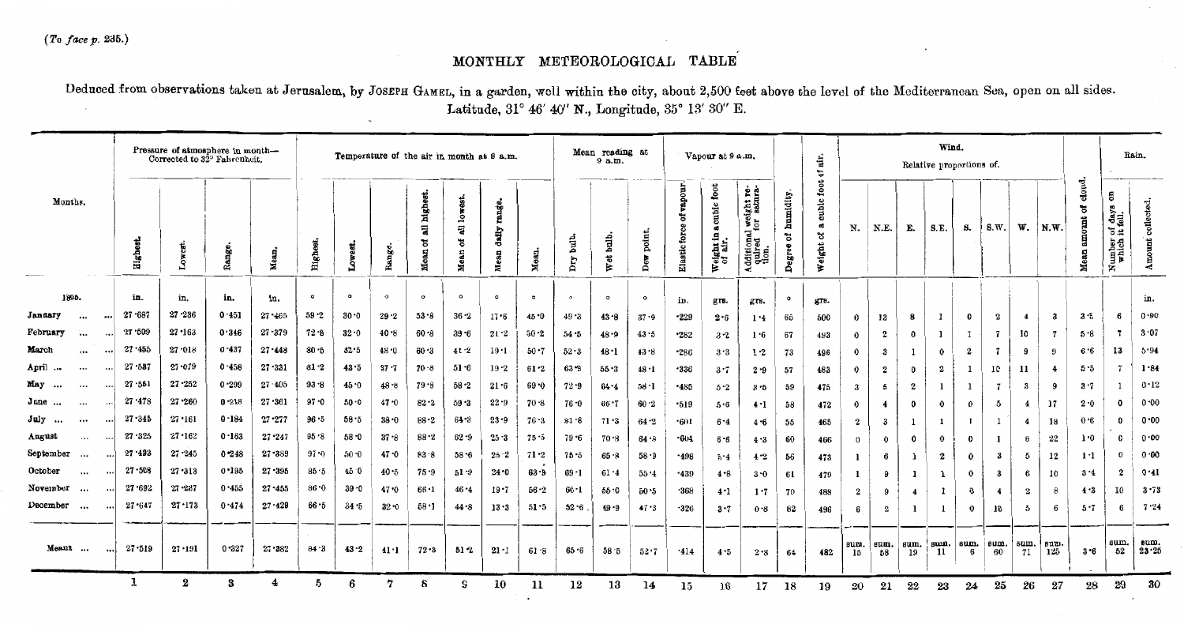(*To face p.* 235.)

# MONTHLY METEOROLOGICAL TABLE

Deduced from observations taken at Jerusalem, by JOSEPH GAMEL, in a garden, well within the city, about 2,500 feet above the level of the Mediterranean Sea, open on all sides. Latitude, 31° 46′ 40″ N., Longitude, 35° 13′ 30″ E.

| Months. | Pressure of atmosphere in month— Corrected to 32° Fahrenheit. | | | | Temperature of the air in month at 9 a.m. | | | | | | | Mean reading at 9 a.m. | | | Vapour at 9 a.m. | | | | | Wind. Relative proportions of. | | | | | | | | | Rain. | |
|---|---|---|---|---|---|---|---|---|---|---|---|---|---|---|---|---|---|---|---|---|---|---|---|---|---|---|---|---|---|---|
| | Highest. | Lowest. | Range. | Mean. | Highest. | Lowest. | Range. | Mean of all highest. | Mean of all lowest. | Mean daily range. | Mean. | Dry bulb. | Wet bulb. | Dew point. | Elastic force of vapour. | Weight in a cubic foot of air. | Additional weight required for saturation. | Degree of humidity. | Weight of a cubic foot of air. | N. | N.E. | E. | S.E. | S. | S.W. | W. | N.W. | Mean amount of cloud. | Number of days on which it fell. | Amount collected. |
| 1895. | in. | in. | in. | in. | ° | ° | ° | ° | ° | ° | ° | ° | ° | ° | in. | grs. | grs. | ° | grs. | | | | | | | | | | | in. |
| January | 27·687 | 27·236 | 0·451 | 27·465 | 59·2 | 30·0 | 29·2 | 53·8 | 36·2 | 17·6 | 45·0 | 49·3 | 43·8 | 37·9 | ·229 | 2·6 | 1·4 | 65 | 500 | 0 | 13 | 8 | 1 | 0 | 2 | 4 | 3 | 3·5 | 6 | 0·90 |
| February | 27·509 | 27·163 | 0·346 | 27·379 | 72·8 | 32·0 | 40·8 | 60·8 | 39·6 | 21·2 | 50·2 | 54·5 | 48·9 | 43·5 | ·282 | 3·2 | 1·6 | 67 | 493 | 0 | 2 | 0 | 1 | 1 | 7 | 10 | 7 | 5·8 | 7 | 3·07 |
| March | 27·455 | 27·018 | 0·437 | 27·448 | 80·5 | 32·5 | 48·0 | 60·3 | 41·2 | 19·1 | 50·7 | 52·3 | 48·1 | 43·8 | ·286 | 3·3 | 1·2 | 73 | 496 | 0 | 3 | 1 | 0 | 2 | 7 | 9 | 9 | 6·6 | 13 | 5·94 |
| April | 27·537 | 27·079 | 0·458 | 27·331 | 81·2 | 43·5 | 37·7 | 70·8 | 51·6 | 19·2 | 61·2 | 63·9 | 55·3 | 48·1 | ·336 | 3·7 | 2·9 | 57 | 483 | 0 | 2 | 0 | 2 | 1 | 10 | 11 | 4 | 5·5 | 7 | 1·84 |
| May | 27·551 | 27·252 | 0·299 | 27·405 | 93·8 | 45·0 | 48·8 | 79·8 | 58·2 | 21·6 | 69·0 | 72·9 | 64·4 | 58·1 | ·485 | 5·2 | 3·6 | 59 | 475 | 3 | 5 | 2 | 1 | 1 | 7 | 3 | 9 | 3·7 | 1 | 0·12 |
| June | 27·478 | 27·260 | 0·218 | 27·361 | 97·0 | 50·0 | 47·0 | 82·2 | 59·3 | 22·9 | 70·8 | 76·0 | 66·7 | 60·2 | ·519 | 5·6 | 4·1 | 58 | 472 | 0 | 4 | 0 | 0 | 0 | 5 | 4 | 17 | 2·0 | 0 | 0·00 |
| July | 27·345 | 27·161 | 0·184 | 27·277 | 96·5 | 58·5 | 38·0 | 88·2 | 64·3 | 23·9 | 76·3 | 81·8 | 71·3 | 64·2 | ·601 | 6·4 | 4·6 | 55 | 465 | 2 | 3 | 1 | 1 | 1 | 1 | 4 | 18 | 0·6 | 0 | 0·00 |
| August | 27·325 | 27·162 | 0·163 | 27·247 | 95·8 | 58·0 | 37·8 | 88·2 | 62·9 | 25·3 | 75·5 | 79·6 | 70·3 | 64·3 | ·604 | 6·6 | 4·3 | 60 | 466 | 0 | 0 | 0 | 0 | 0 | 1 | 8 | 22 | 1·0 | 0 | 0·00 |
| September | 27·493 | 27·245 | 0·248 | 27·389 | 97·0 | 50·0 | 47·0 | 83·8 | 58·6 | 25·2 | 71·2 | 75·5 | 65·8 | 58·9 | ·498 | 5·4 | 4·2 | 56 | 473 | 1 | 6 | 1 | 2 | 0 | 3 | 5 | 12 | 1·1 | 0 | 0·00 |
| October | 27·508 | 27·313 | 0·195 | 27·395 | 85·5 | 45·0 | 40·5 | 75·9 | 51·9 | 24·0 | 63·9 | 69·1 | 61·4 | 55·4 | ·439 | 4·8 | 3·0 | 61 | 479 | 1 | 9 | 1 | 1 | 0 | 3 | 6 | 10 | 3·4 | 2 | 0·41 |
| November | 27·692 | 27·237 | 0·455 | 27·455 | 86·0 | 39·0 | 47·0 | 66·1 | 46·4 | 19·7 | 56·2 | 66·1 | 55·0 | 50·5 | ·368 | 4·1 | 1·7 | 70 | 488 | 2 | 9 | 4 | 1 | 0 | 4 | 2 | 8 | 4·3 | 10 | 3·73 |
| December | 27·647 | 27·173 | 0·474 | 27·429 | 66·5 | 34·5 | 32·0 | 58·1 | 44·8 | 13·3 | 51·5 | 52·6 | 49·9 | 47·3 | ·326 | 3·7 | 0·8 | 82 | 496 | 6 | 2 | 1 | 1 | 0 | 10 | 5 | 6 | 5·7 | 6 | 7·24 |
| Means | 27·519 | 27·191 | 0·327 | 27·382 | 84·3 | 43·2 | 41·1 | 72·3 | 51·2 | 21·1 | 61·8 | 65·6 | 58·5 | 52·7 | ·414 | 4·5 | 2·8 | 64 | 482 | sum. 15 | sum. 58 | sum. 19 | sum. 11 | sum. 6 | sum. 60 | sum. 71 | sum. 125 | 3·6 | sum. 52 | sum. 23·25 |
| | 1 | 2 | 3 | 4 | 5 | 6 | 7 | 8 | 9 | 10 | 11 | 12 | 13 | 14 | 15 | 16 | 17 | 18 | 19 | 20 | 21 | 22 | 23 | 24 | 25 | 26 | 27 | 28 | 29 | 30 |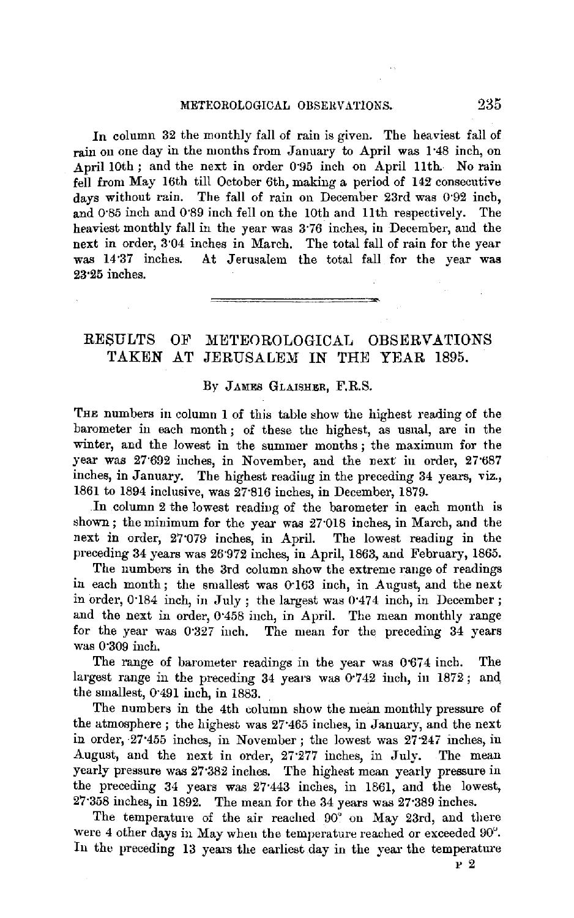In column 32 the monthly fall of rain is given. The heaviest fall of rain on one day in the months from January to April was 1·48 inch, on April 10th; and the next in order 0·95 inch on April 11th. No rain fell from May 16th till October 6th, making a period of 142 consecutive days without rain. The fall of rain on December 23rd was 0·92 inch, and 0·85 inch and 0·89 inch fell on the 10th and 11th respectively. The heaviest monthly fall in the year was 3·76 inches, in December, and the next in order, 3·04 inches in March. The total fall of rain for the year was 14·37 inches. At Jerusalem the total fall for the year was 23·25 inches.

---

## RESULTS OF METEOROLOGICAL OBSERVATIONS TAKEN AT JERUSALEM IN THE YEAR 1895.

By James Glaisher, F.R.S.

The numbers in column 1 of this table show the highest reading of the barometer in each month; of these the highest, as usual, are in the winter, and the lowest in the summer months; the maximum for the year was 27·692 inches, in November, and the next in order, 27·687 inches, in January. The highest reading in the preceding 34 years, viz., 1861 to 1894 inclusive, was 27·816 inches, in December, 1879.

In column 2 the lowest reading of the barometer in each month is shown; the minimum for the year was 27·018 inches, in March, and the next in order, 27·079 inches, in April. The lowest reading in the preceding 34 years was 26·972 inches, in April, 1863, and February, 1865.

The numbers in the 3rd column show the extreme range of readings in each month; the smallest was 0·163 inch, in August, and the next in order, 0·184 inch, in July; the largest was 0·474 inch, in December; and the next in order, 0·458 inch, in April. The mean monthly range for the year was 0·327 inch. The mean for the preceding 34 years was 0·309 inch.

The range of barometer readings in the year was 0·674 inch. The largest range in the preceding 34 years was 0·742 inch, in 1872; and the smallest, 0·491 inch, in 1883.

The numbers in the 4th column show the mean monthly pressure of the atmosphere; the highest was 27·465 inches, in January, and the next in order, 27·455 inches, in November; the lowest was 27·247 inches, in August, and the next in order, 27·277 inches, in July. The mean yearly pressure was 27·382 inches. The highest mean yearly pressure in the preceding 34 years was 27·443 inches, in 1861, and the lowest, 27·358 inches, in 1892. The mean for the 34 years was 27·389 inches.

The temperature of the air reached 90° on May 23rd, and there were 4 other days in May when the temperature reached or exceeded 90°. In the preceding 13 years the earliest day in the year the temperature

P 2